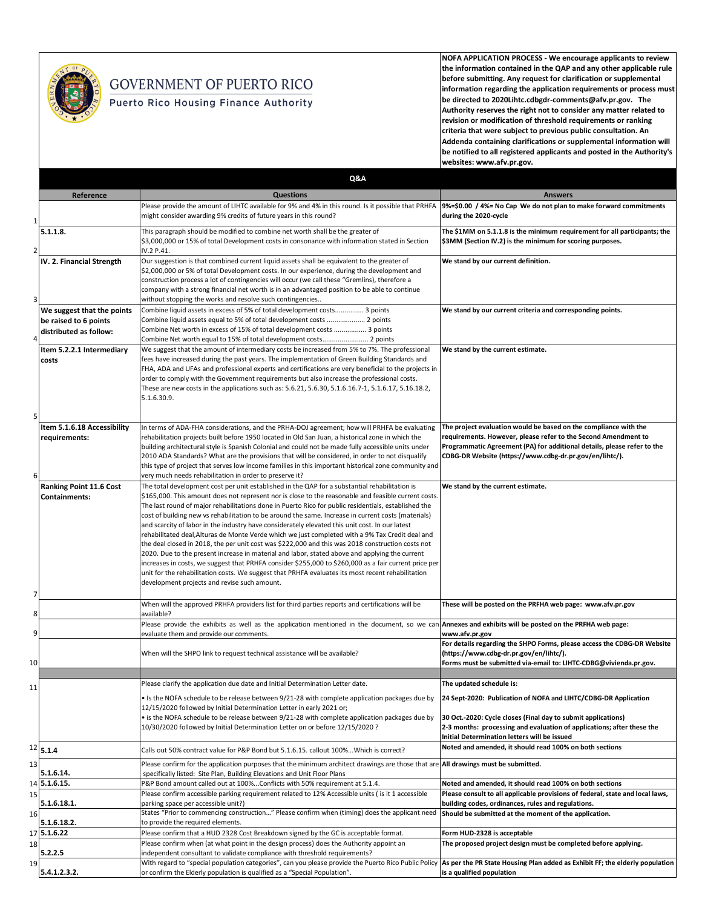# GOVERNMENT OF PUERTO RICO

Puerto Rico Housing Finance Authority

**NOFA APPLICATION PROCESS - We encourage applicants to review the information contained in the QAP and any other applicable rule before submitting. Any request for clarification or supplemental information regarding the application requirements or process must be directed to 2020Lihtc.cdbgdr-comments@afv.pr.gov. The Authority reserves the right not to consider any matter related to revision or modification of threshold requirements or ranking criteria that were subject to previous public consultation. An Addenda containing clarifications or supplemental information will be notified to all registered applicants and posted in the Authority's websites: www.afv.pr.gov.**

## Q&A

| | Reference | Questions | Answers |
|---|---|---|---|
| 1 | | Please provide the amount of LIHTC available for 9% and 4% in this round. Is it possible that PRHFA might consider awarding 9% credits of future years in this round? | **9%=$0.00 / 4%= No Cap We do not plan to make forward commitments during the 2020-cycle** |
| 2 | **5.1.1.8.** | This paragraph should be modified to combine net worth shall be the greater of $3,000,000 or 15% of total Development costs in consonance with information stated in Section IV.2 P.41. | **The $1MM on 5.1.1.8 is the minimum requirement for all participants; the $3MM (Section IV.2) is the minimum for scoring purposes.** |
| 3 | **IV. 2. Financial Strength** | Our suggestion is that combined current liquid assets shall be equivalent to the greater of $2,000,000 or 5% of total Development costs. In our experience, during the development and construction process a lot of contingencies will occur (we call these "Gremlins), therefore a company with a strong financial net worth is in an advantaged position to be able to continue without stopping the works and resolve such contingencies.. | **We stand by our current definition.** |
| 4 | **We suggest that the points be raised to 6 points distributed as follow:** | Combine liquid assets in excess of 5% of total development costs............... 3 points<br>Combine liquid assets equal to 5% of total development costs .................... 2 points<br>Combine Net worth in excess of 15% of total development costs ................. 3 points<br>Combine Net worth equal to 15% of total development costs........................ 2 points | **We stand by our current criteria and corresponding points.** |
| 5 | **Item 5.2.2.1 Intermediary costs** | We suggest that the amount of intermediary costs be increased from 5% to 7%. The professional fees have increased during the past years. The implementation of Green Building Standards and FHA, ADA and UFAs and professional experts and certifications are very beneficial to the projects in order to comply with the Government requirements but also increase the professional costs. These are new costs in the applications such as: 5.6.21, 5.6.30, 5.1.6.16.7-1, 5.1.6.17, 5.16.18.2, 5.1.6.30.9. | **We stand by the current estimate.** |
| 6 | **Item 5.1.6.18 Accessibility requirements:** | In terms of ADA-FHA considerations, and the PRHA-DOJ agreement; how will PRHFA be evaluating rehabilitation projects built before 1950 located in Old San Juan, a historical zone in which the building architectural style is Spanish Colonial and could not be made fully accessible units under 2010 ADA Standards? What are the provisions that will be considered, in order to not disqualify this type of project that serves low income families in this important historical zone community and very much needs rehabilitation in order to preserve it? | **The project evaluation would be based on the compliance with the requirements. However, please refer to the Second Amendment to Programmatic Agreement (PA) for additional details, please refer to the CDBG-DR Website (https://www.cdbg-dr.pr.gov/en/lihtc/).** |
| 7 | **Ranking Point 11.6 Cost Containments:** | The total development cost per unit established in the QAP for a substantial rehabilitation is $165,000. This amount does not represent nor is close to the reasonable and feasible current costs. The last round of major rehabilitations done in Puerto Rico for public residentials, established the cost of building new vs rehabilitation to be around the same. Increase in current costs (materials) and scarcity of labor in the industry have consideratelу elevated this unit cost. In our latest rehabilitated deal,Alturas de Monte Verde which we just completed with a 9% Tax Credit deal and the deal closed in 2018, the per unit cost was $222,000 and this was 2018 construction costs not 2020. Due to the present increase in material and labor, stated above and applying the current increases in costs, we suggest that PRHFA consider $255,000 to $260,000 as a fair current price per unit for the rehabilitation costs. We suggest that PRHFA evaluates its most recent rehabilitation development projects and revise such amount. | **We stand by the current estimate.** |
| 8 | | When will the approved PRHFA providers list for third parties reports and certifications will be available? | **These will be posted on the PRFHA web page: www.afv.pr.gov** |
| 9 | | Please provide the exhibits as well as the application mentioned in the document, so we can evaluate them and provide our comments. | **Annexes and exhibits will be posted on the PRHFA web page: www.afv.pr.gov** |
| 10 | | When will the SHPO link to request technical assistance will be available? | **For details regarding the SHPO Forms, please access the CDBG-DR Website (https://www.cdbg-dr.pr.gov/en/lihtc/).<br>Forms must be submitted via-email to: LIHTC-CDBG@vivienda.pr.gov.** |
| 11 | | Please clarify the application due date and Initial Determination Letter date.<br>• Is the NOFA schedule to be release between 9/21-28 with complete application packages due by 12/15/2020 followed by Initial Determination Letter in early 2021 or;<br>• is the NOFA schedule to be release between 9/21-28 with complete application packages due by 10/30/2020 followed by Initial Determination Letter on or before 12/15/2020 ? | **The updated schedule is:<br>24 Sept-2020: Publication of NOFA and LIHTC/CDBG-DR Application<br>30 Oct.-2020: Cycle closes (Final day to submit applications)<br>2-3 months: processing and evaluation of applications; after these the Initial Determination letters will be issued** |
| 12 | **5.1.4** | Calls out 50% contract value for P&P Bond but 5.1.6.15. callout 100%...Which is correct? | **Noted and amended, it should read 100% on both sections** |
| 13 | **5.1.6.14.** | Please confirm for the application purposes that the minimum architect drawings are those that are specifically listed: Site Plan, Building Elevations and Unit Floor Plans | **All drawings must be submitted.** |
| 14 | **5.1.6.15.** | P&P Bond amount called out at 100%...Conflicts with 50% requirement at 5.1.4. | **Noted and amended, it should read 100% on both sections** |
| 15 | **5.1.6.18.1.** | Please confirm accessible parking requirement related to 12% Accessible units ( is it 1 accessible parking space per accessible unit?) | **Please consult to all applicable provisions of federal, state and local laws, building codes, ordinances, rules and regulations.** |
| 16 | **5.1.6.18.2.** | States "Prior to commencing construction…" Please confirm when (timing) does the applicant need to provide the required elements. | **Should be submitted at the moment of the application.** |
| 17 | **5.1.6.22** | Please confirm that a HUD 2328 Cost Breakdown signed by the GC is acceptable format. | **Form HUD-2328 is acceptable** |
| 18 | **5.2.2.5** | Please confirm when (at what point in the design process) does the Authority appoint an independent consultant to validate compliance with threshold requirements? | **The proposed project design must be completed before applying.** |
| 19 | **5.4.1.2.3.2.** | With regard to "special population categories", can you please provide the Puerto Rico Public Policy or confirm the Elderly population is qualified as a "Special Population". | **As per the PR State Housing Plan added as Exhibit FF; the elderly population is a qualified population** |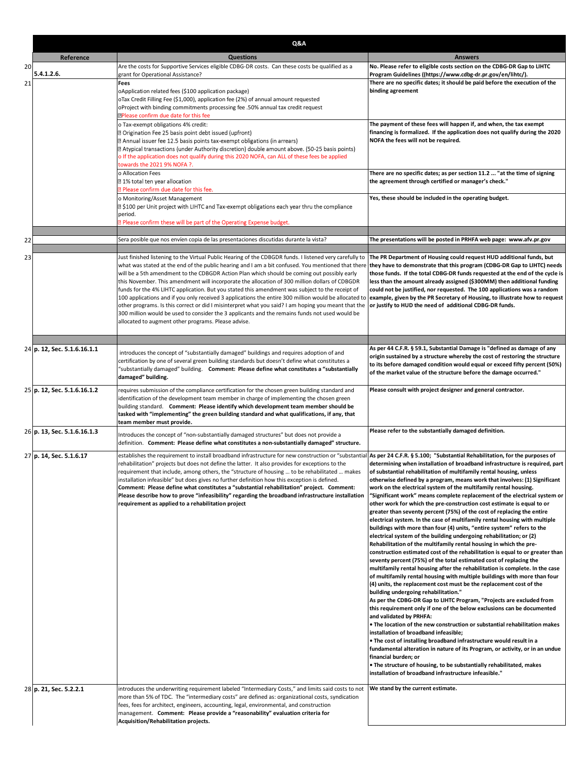| | Reference | Questions | Answers |
|---|---|---|---|
| 20 | 5.4.1.2.6. | Are the costs for Supportive Services eligible CDBG-DR costs. Can these costs be qualified as a grant for Operational Assistance? | **No. Please refer to eligible costs section on the CDBG-DR Gap to LIHTC Program Guidelines ((https://www.cdbg-dr.pr.gov/en/lihtc/).** |
| 21 | | **Fees**<br>oApplication related fees ($100 application package)<br>oTax Credit Filling Fee ($1,000), application fee (2%) of annual amount requested<br>oProject with binding commitments processing fee .50% annual tax credit request<br>Please confirm due date for this fee | **There are no specific dates; it should be paid before the execution of the binding agreement** |
| | | o Tax-exempt obligations 4% credit:<br>Origination Fee 25 basis point debt issued (upfront)<br>Annual issuer fee 12.5 basis points tax-exempt obligations (in arrears)<br>Atypical transactions (under Authority discretion) double amount above. (50-25 basis points)<br>o If the application does not qualify during this 2020 NOFA, can ALL of these fees be applied towards the 2021 9% NOFA ?. | **The payment of these fees will happen if, and when, the tax exempt financing is formalized. If the application does not qualify during the 2020 NOFA the fees will not be required.** |
| | | o Allocation Fees<br>1% total ten year allocation<br>Please confirm due date for this fee. | **There are no specific dates; as per section 11.2 ... "at the time of signing the agreement through certified or manager's check."** |
| | | o Monitoring/Asset Management<br>$100 per Unit project with LIHTC and Tax-exempt obligations each year thru the compliance period.<br>Please confirm these will be part of the Operating Expense budget. | **Yes, these should be included in the operating budget.** |
| 22 | | Sera posible que nos envíen copia de las presentaciones discutidas durante la vista? | **The presentations will be posted in PRHFA web page: www.afv.pr.gov** |
| 23 | | Just finished listening to the Virtual Public Hearing of the CDBGDR funds. I listened very carefully to what was stated at the end of the public hearing and I am a bit confused. You mentioned that there will be a 5th amendment to the CDBGDR Action Plan which should be coming out possibly early this November. This amendment will incorporate the allocation of 300 million dollars of CDBGDR funds for the 4% LIHTC application. But you stated this amendment was subject to the receipt of 100 applications and if you only received 3 applications the entire 300 million would be allocated to other programs. Is this correct or did I misinterpret what you said? I am hoping you meant that the 300 million would be used to consider the 3 applicants and the remains funds not used would be allocated to augment other programs. Please advise. | **The PR Department of Housing could request HUD additional funds, but they have to demonstrate that this program (CDBG-DR Gap to LIHTC) needs those funds. If the total CDBG-DR funds requested at the end of the cycle is less than the amount already assigned ($300MM) then additional funding could not be justified, nor requested. The 100 applications was a random example, given by the PR Secretary of Housing, to illustrate how to request or justify to HUD the need of additional CDBG-DR funds.** |
| 24 | p. 12, Sec. 5.1.6.16.1.1 | introduces the concept of "substantially damaged" buildings and requires adoption of and certification by one of several green building standards but doesn't define what constitutes a "substantially damaged" building. **Comment: Please define what constitutes a "substantially damaged" building.** | **As per 44 C.F.R. § 59.1, Substantial Damage is "defined as damage of any origin sustained by a structure whereby the cost of restoring the structure to its before damaged condition would equal or exceed fifty percent (50%) of the market value of the structure before the damage occurred."** |
| 25 | p. 12, Sec. 5.1.6.16.1.2 | requires submission of the compliance certification for the chosen green building standard and identification of the development team member in charge of implementing the chosen green building standard. **Comment: Please identify which development team member should be tasked with "implementing" the green building standard and what qualifications, if any, that team member must provide.** | **Please consult with project designer and general contractor.** |
| 26 | p. 13, Sec. 5.1.6.16.1.3 | Introduces the concept of "non-substantially damaged structures" but does not provide a definition. **Comment: Please define what constitutes a non-substantially damaged" structure.** | **Please refer to the substantially damaged definition.** |
| 27 | p. 14, Sec. 5.1.6.17 | establishes the requirement to install broadband infrastructure for new construction or "substantial rehabilitation" projects but does not define the latter. It also provides for exceptions to the requirement that include, among others, the "structure of housing ... to be rehabilitated ... makes installation infeasible" but does gives no further definition how this exception is defined. **Comment: Please define what constitutes a "substantial rehabilitation" project. Comment: Please describe how to prove "infeasibility" regarding the broadband infrastructure installation requirement as applied to a rehabilitation project** | **As per 24 C.F.R. § 5.100; "Substantial Rehabilitation, for the purposes of determining when installation of broadband infrastructure is required, part of substantial rehabilitation of multifamily rental housing, unless otherwise defined by a program, means work that involves: (1) Significant work on the electrical system of the multifamily rental housing. "Significant work" means complete replacement of the electrical system or other work for which the pre-construction cost estimate is equal to or greater than seventy percent (75%) of the cost of replacing the entire electrical system. In the case of multifamily rental housing with multiple buildings with more than four (4) units, "entire system" refers to the electrical system of the building undergoing rehabilitation; or (2) Rehabilitation of the multifamily rental housing in which the pre-construction estimated cost of the rehabilitation is equal to or greater than seventy percent (75%) of the total estimated cost of replacing the multifamily rental housing after the rehabilitation is complete. In the case of multifamily rental housing with multiple buildings with more than four (4) units, the replacement cost must be the replacement cost of the building undergoing rehabilitation."<br>As per the CDBG-DR Gap to LIHTC Program, "Projects are excluded from this requirement only if one of the below exclusions can be documented and validated by PRHFA:<br>• The location of the new construction or substantial rehabilitation makes installation of broadband infeasible;<br>• The cost of installing broadband infrastructure would result in a fundamental alteration in nature of its Program, or activity, or in an undue financial burden; or<br>• The structure of housing, to be substantially rehabilitated, makes installation of broadband infrastructure infeasible."** |
| 28 | p. 21, Sec. 5.2.2.1 | introduces the underwriting requirement labeled "Intermediary Costs," and limits said costs to not more than 5% of TDC. The "intermediary costs" are defined as: organizational costs, syndication fees, fees for architect, engineers, accounting, legal, environmental, and construction management. **Comment: Please provide a "reasonability" evaluation criteria for Acquisition/Rehabilitation projects.** | **We stand by the current estimate.** |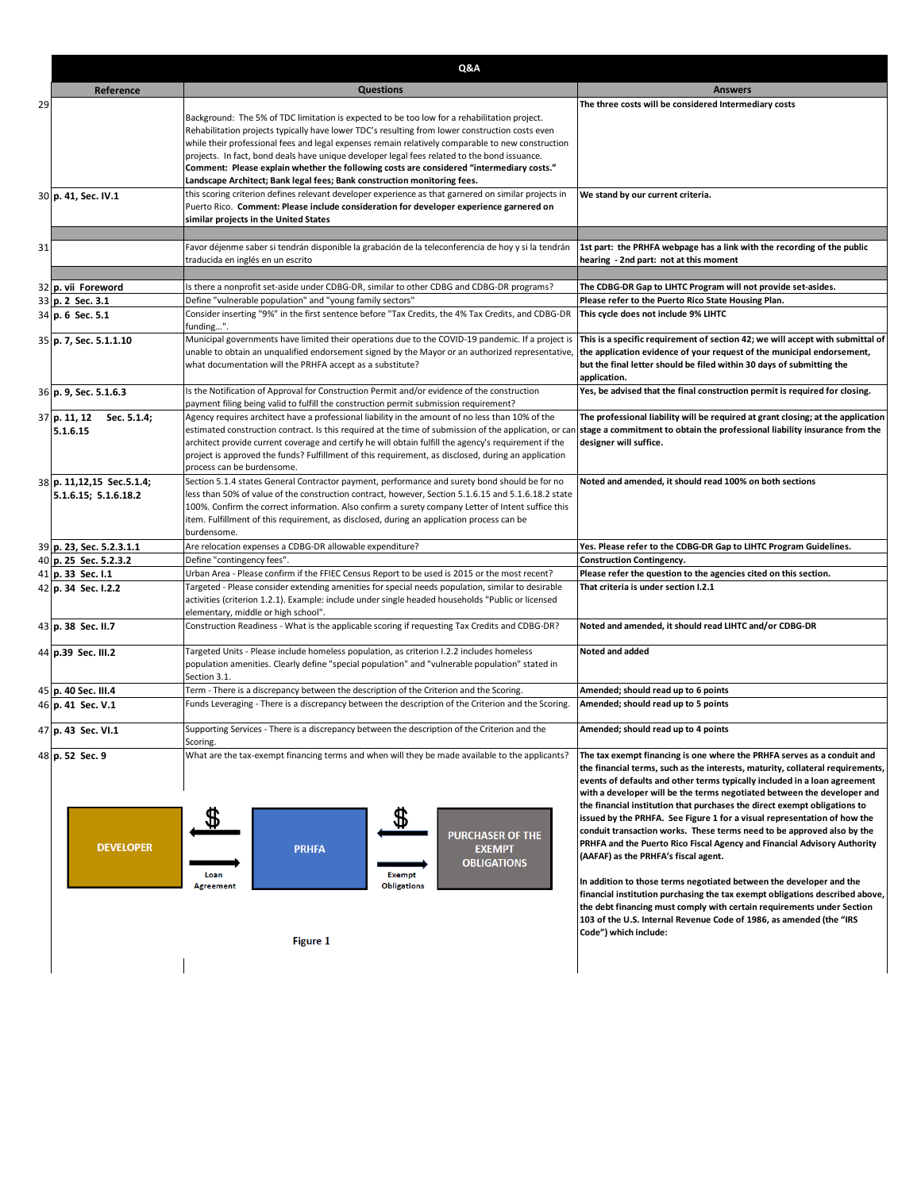| | Reference | Questions | Answers |
|---|---|---|---|
| | | **Q&A** | |
| 29 | | Background: The 5% of TDC limitation is expected to be too low for a rehabilitation project. Rehabilitation projects typically have lower TDC's resulting from lower construction costs even while their professional fees and legal expenses remain relatively comparable to new construction projects. In fact, bond deals have unique developer legal fees related to the bond issuance. **Comment: Please explain whether the following costs are considered "intermediary costs." Landscape Architect; Bank legal fees; Bank construction monitoring fees.** | **The three costs will be considered Intermediary costs** |
| 30 | **p. 41, Sec. IV.1** | this scoring criterion defines relevant developer experience as that garnered on similar projects in Puerto Rico. **Comment: Please include consideration for developer experience garnered on similar projects in the United States** | **We stand by our current criteria.** |
| 31 | | Favor déjenme saber si tendrán disponible la grabación de la teleconferencia de hoy y si la tendrán traducida en inglés en un escrito | **1st part: the PRHFA webpage has a link with the recording of the public hearing - 2nd part: not at this moment** |
| 32 | **p. vii Foreword** | Is there a nonprofit set-aside under CDBG-DR, similar to other CDBG and CDBG-DR programs? | **The CDBG-DR Gap to LIHTC Program will not provide set-asides.** |
| 33 | **p. 2 Sec. 3.1** | Define "vulnerable population" and "young family sectors" | **Please refer to the Puerto Rico State Housing Plan.** |
| 34 | **p. 6 Sec. 5.1** | Consider inserting "9%" in the first sentence before "Tax Credits, the 4% Tax Credits, and CDBG-DR funding…". | **This cycle does not include 9% LIHTC** |
| 35 | **p. 7, Sec. 5.1.1.10** | Municipal governments have limited their operations due to the COVID-19 pandemic. If a project is unable to obtain an unqualified endorsement signed by the Mayor or an authorized representative, what documentation will the PRHFA accept as a substitute? | **This is a specific requirement of section 42; we will accept with submittal of the application evidence of your request of the municipal endorsement, but the final letter should be filed within 30 days of submitting the application.** |
| 36 | **p. 9, Sec. 5.1.6.3** | Is the Notification of Approval for Construction Permit and/or evidence of the construction payment filing being valid to fulfill the construction permit submission requirement? | **Yes, be advised that the final construction permit is required for closing.** |
| 37 | **p. 11, 12 Sec. 5.1.4; 5.1.6.15** | Agency requires architect have a professional liability in the amount of no less than 10% of the estimated construction contract. Is this required at the time of submission of the application, or can architect provide current coverage and certify he will obtain fulfill the agency's requirement if the project is approved the funds? Fulfillment of this requirement, as disclosed, during an application process can be burdensome. | **The professional liability will be required at grant closing; at the application stage a commitment to obtain the professional liability insurance from the designer will suffice.** |
| 38 | **p. 11,12,15 Sec.5.1.4; 5.1.6.15; 5.1.6.18.2** | Section 5.1.4 states General Contractor payment, performance and surety bond should be for no less than 50% of value of the construction contract, however, Section 5.1.6.15 and 5.1.6.18.2 state 100%. Confirm the correct information. Also confirm a surety company Letter of Intent suffice this item. Fulfillment of this requirement, as disclosed, during an application process can be burdensome. | **Noted and amended, it should read 100% on both sections** |
| 39 | **p. 23, Sec. 5.2.3.1.1** | Are relocation expenses a CDBG-DR allowable expenditure? | **Yes. Please refer to the CDBG-DR Gap to LIHTC Program Guidelines.** |
| 40 | **p. 25 Sec. 5.2.3.2** | Define "contingency fees". | **Construction Contingency.** |
| 41 | **p. 33 Sec. I.1** | Urban Area - Please confirm if the FFIEC Census Report to be used is 2015 or the most recent? | **Please refer the question to the agencies cited on this section.** |
| 42 | **p. 34 Sec. I.2.2** | Targeted - Please consider extending amenities for special needs population, similar to desirable activities (criterion 1.2.1). Example: include under single headed households "Public or licensed elementary, middle or high school". | **That criteria is under section I.2.1** |
| 43 | **p. 38 Sec. II.7** | Construction Readiness - What is the applicable scoring if requesting Tax Credits and CDBG-DR? | **Noted and amended, it should read LIHTC and/or CDBG-DR** |
| 44 | **p.39 Sec. III.2** | Targeted Units - Please include homeless population, as criterion I.2.2 includes homeless population amenities. Clearly define "special population" and "vulnerable population" stated in Section 3.1. | **Noted and added** |
| 45 | **p. 40 Sec. III.4** | Term - There is a discrepancy between the description of the Criterion and the Scoring. | **Amended; should read up to 6 points** |
| 46 | **p. 41 Sec. V.1** | Funds Leveraging - There is a discrepancy between the description of the Criterion and the Scoring. | **Amended; should read up to 5 points** |
| 47 | **p. 43 Sec. VI.1** | Supporting Services - There is a discrepancy between the description of the Criterion and the Scoring. | **Amended; should read up to 4 points** |
| 48 | **p. 52 Sec. 9** | What are the tax-exempt financing terms and when will they be made available to the applicants? | **The tax exempt financing is one where the PRHFA serves as a conduit and the financial terms, such as the interests, maturity, collateral requirements, events of defaults and other terms typically included in a loan agreement with a developer will be the terms negotiated between the developer and the financial institution that purchases the direct exempt obligations to issued by the PRHFA. See Figure 1 for a visual representation of how the conduit transaction works. These terms need to be approved also by the PRHFA and the Puerto Rico Fiscal Agency and Financial Advisory Authority (AAFAF) as the PRHFA's fiscal agent.** <br><br> **In addition to those terms negotiated between the developer and the financial institution purchasing the tax exempt obligations described above, the debt financing must comply with certain requirements under Section 103 of the U.S. Internal Revenue Code of 1986, as amended (the "IRS Code") which include:** |

DEVELOPER ← $ — PRHFA ← $ — PURCHASER OF THE EXEMPT OBLIGATIONS

DEVELOPER — Loan Agreement → PRHFA — Exempt Obligations → PURCHASER OF THE EXEMPT OBLIGATIONS

**Figure 1**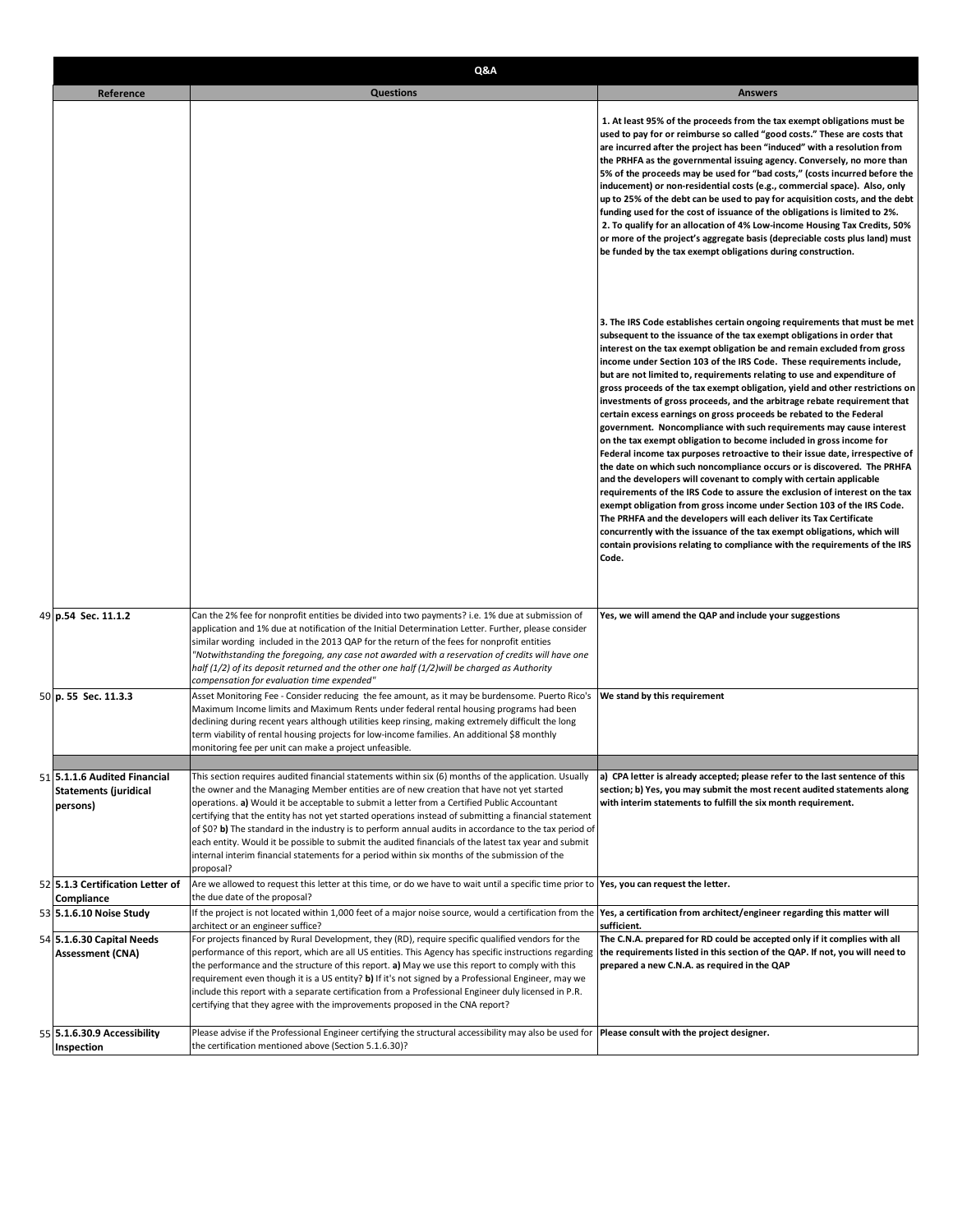| | Reference | Questions | Answers |
|---|---|---|---|
| | | | **1. At least 95% of the proceeds from the tax exempt obligations must be used to pay for or reimburse so called "good costs." These are costs that are incurred after the project has been "induced" with a resolution from the PRHFA as the governmental issuing agency. Conversely, no more than 5% of the proceeds may be used for "bad costs," (costs incurred before the inducement) or non-residential costs (e.g., commercial space). Also, only up to 25% of the debt can be used to pay for acquisition costs, and the debt funding used for the cost of issuance of the obligations is limited to 2%.<br>2. To qualify for an allocation of 4% Low-income Housing Tax Credits, 50% or more of the project's aggregate basis (depreciable costs plus land) must be funded by the tax exempt obligations during construction.<br><br>3. The IRS Code establishes certain ongoing requirements that must be met subsequent to the issuance of the tax exempt obligations in order that interest on the tax exempt obligation be and remain excluded from gross income under Section 103 of the IRS Code. These requirements include, but are not limited to, requirements relating to use and expenditure of gross proceeds of the tax exempt obligation, yield and other restrictions on investments of gross proceeds, and the arbitrage rebate requirement that certain excess earnings on gross proceeds be rebated to the Federal government. Noncompliance with such requirements may cause interest on the tax exempt obligation to become included in gross income for Federal income tax purposes retroactive to their issue date, irrespective of the date on which such noncompliance occurs or is discovered. The PRHFA and the developers will covenant to comply with certain applicable requirements of the IRS Code to assure the exclusion of interest on the tax exempt obligation from gross income under Section 103 of the IRS Code. The PRHFA and the developers will each deliver its Tax Certificate concurrently with the issuance of the tax exempt obligations, which will contain provisions relating to compliance with the requirements of the IRS Code.** |
| 49 | **p.54 Sec. 11.1.2** | Can the 2% fee for nonprofit entities be divided into two payments? i.e. 1% due at submission of application and 1% due at notification of the Initial Determination Letter. Further, please consider similar wording included in the 2013 QAP for the return of the fees for nonprofit entities *"Notwithstanding the foregoing, any case not awarded with a reservation of credits will have one half (1/2) of its deposit returned and the other one half (1/2)will be charged as Authority compensation for evaluation time expended"* | **Yes, we will amend the QAP and include your suggestions** |
| 50 | **p. 55 Sec. 11.3.3** | Asset Monitoring Fee - Consider reducing the fee amount, as it may be burdensome. Puerto Rico's Maximum Income limits and Maximum Rents under federal rental housing programs had been declining during recent years although utilities keep rinsing, making extremely difficult the long term viability of rental housing projects for low-income families. An additional $8 monthly monitoring fee per unit can make a project unfeasible. | **We stand by this requirement** |
| | | | |
| 51 | **5.1.1.6 Audited Financial Statements (juridical persons)** | This section requires audited financial statements within six (6) months of the application. Usually the owner and the Managing Member entities are of new creation that have not yet started operations. **a)** Would it be acceptable to submit a letter from a Certified Public Accountant certifying that the entity has not yet started operations instead of submitting a financial statement of $0? **b)** The standard in the industry is to perform annual audits in accordance to the tax period of each entity. Would it be possible to submit the audited financials of the latest tax year and submit internal interim financial statements for a period within six months of the submission of the proposal? | **a) CPA letter is already accepted; please refer to the last sentence of this section; b) Yes, you may submit the most recent audited statements along with interim statements to fulfill the six month requirement.** |
| 52 | **5.1.3 Certification Letter of Compliance** | Are we allowed to request this letter at this time, or do we have to wait until a specific time prior to the due date of the proposal? | **Yes, you can request the letter.** |
| 53 | **5.1.6.10 Noise Study** | If the project is not located within 1,000 feet of a major noise source, would a certification from the architect or an engineer suffice? | **Yes, a certification from architect/engineer regarding this matter will sufficient.** |
| 54 | **5.1.6.30 Capital Needs Assessment (CNA)** | For projects financed by Rural Development, they (RD), require specific qualified vendors for the performance of this report, which are all US entities. This Agency has specific instructions regarding the performance and the structure of this report. **a)** May we use this report to comply with this requirement even though it is a US entity? **b)** If it's not signed by a Professional Engineer, may we include this report with a separate certification from a Professional Engineer duly licensed in P.R. certifying that they agree with the improvements proposed in the CNA report? | **The C.N.A. prepared for RD could be accepted only if it complies with all the requirements listed in this section of the QAP. If not, you will need to prepared a new C.N.A. as required in the QAP** |
| 55 | **5.1.6.30.9 Accessibility Inspection** | Please advise if the Professional Engineer certifying the structural accessibility may also be used for the certification mentioned above (Section 5.1.6.30)? | **Please consult with the project designer.** |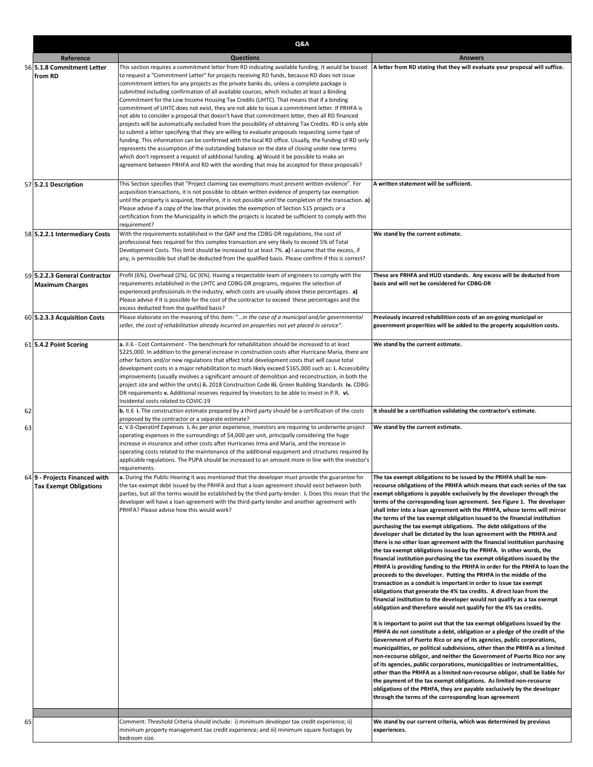| | Q&A | | |
|---|---|---|---|
| | **Reference** | **Questions** | **Answers** |
| 56 | **5.1.8 Commitment Letter from RD** | This section requires a commitment letter from RD indicating available funding. It would be biased to request a "Commitment Letter" for projects receiving RD funds, because RD does not issue commitment letters for any projects as the private banks do, unless a complete package is submitted including confirmation of all available sources, which includes at least a Binding Commitment for the Low Income Housing Tax Credits (LIHTC). That means that if a binding commitment of LIHTC does not exist, they are not able to issue a commitment letter. If PRHFA is not able to consider a proposal that doesn't have that commitment letter, then all RD financed projects will be automatically excluded from the possibility of obtaining Tax Credits. RD is only able to submit a letter specifying that they are willing to evaluate proposals requesting some type of funding. This information can be confirmed with the local RD office. Usually, the funding of RD only represents the assumption of the outstanding balance on the date of closing under new terms which don't represent a request of additional funding. **a)** Would it be possible to make an agreement between PRHFA and RD with the wording that may be accepted for these proposals? | **A letter from RD stating that they will evaluate your proposal will suffice.** |
| 57 | **5.2.1 Description** | This Section specifies that "Project claiming tax exemptions must present written evidence". For acquisition transactions, it is not possible to obtain written evidence of property tax exemption until the property is acquired, therefore, it is not possible until the completion of the transaction. **a)** Please advise if a copy of the law that provides the exemption of Section 515 projects or a certification from the Municipality in which the projects is located be sufficient to comply with this requirement? | **A written statement will be sufficient.** |
| 58 | **5.2.2.1 Intermediary Costs** | With the requirements established in the QAP and the CDBG-DR regulations, the cost of professional fees required for this complex transaction are very likely to exceed 5% of Total Development Costs. This limit should be increased to at least 7%. **a)** I assume that the excess, if any, is permissible but shall be deducted from the qualified basis. Please confirm if this is correct? | **We stand by the current estimate.** |
| 59 | **5.2.2.3 General Contractor Maximum Charges** | Profit (6%), Overhead (2%), GC (6%). Having a respectable team of engineers to comply with the requirements established in the LIHTC and CDBG-DR programs, requires the selection of experienced professionals in the industry, which costs are usually above these percentages. **a)** Please advise if it is possible for the cost of the contractor to exceed these percentages and the excess deducted from the qualified basis? | **These are PRHFA and HUD standards. Any excess will be deducted from basis and will not be considered for CDBG-DR** |
| 60 | **5.2.3.3 Acquisition Costs** | Please elaborate on the meaning of this item: "*...in the case of a municipal and/or governmental seller, the cost of rehabilitation already incurred on properties not yet placed in service".* | **Previously incurred rehabilition costs of an on-going municipal or government properities will be added to the property acquisition costs.** |
| 61 | **5.4.2 Point Scoring** | **a.** II.6 - Cost Containment - The benchmark for rehabilitation should be increased to at least $225,000. In addition to the general increase in construction costs after Hurricane Maria, there are other factors and/or new regulations that affect total development costs that will cause total development costs in a major rehabilitation to much likely exceed $165,000 such as: **i.** Accessibility improvements (usually involves a significant amount of demolition and reconstruction, in both the project site and within the units) **ii.** 2018 Construction Code **iii.** Green Building Standards **iv.** CDBG-DR requirements **v.** Additional reserves required by investors to be able to invest in P.R. **vi.** Incidental costs related to COVIC-19 | **We stand by the current estimate.** |
| 62 | | **b.** II.6 **i.** The construction estimate prepared by a third party should be a certification of the costs proposed by the contractor or a separate estimate? | **It should be a certification validating the contractor's estimate.** |
| 63 | | **c.** V.6-Operatinf Expenses **i.** As per prior experience, investors are requiring to underwrite project operating expenses in the surroundings of $4,000 per unit, principally considering the huge increase in insurance and other costs after Hurricanes Irma and Maria, and the increase in operating costs related to the maintenance of the additional equipment and structures required by applicable regulations. The PUPA should be increased to an amount more in line with the investor's requirements. | **We stand by the current estimate.** |
| 64 | **9 - Projects Financed with Tax Exempt Obligations** | **a.** During the Public Hearing it was mentioned that the developer must provide the guarantee for the tax-exempt debt issued by the PRHFA and that a loan agreement should exist between both parties, but all the terms would be established by the third party-lender. **i.** Does this mean that the developer will have a loan agreement with the third-party lender and another agreement with PRHFA? Please advise how this would work? | **The tax exempt obligations to be issued by the PRHFA shall be non-recourse obligations of the PRHFA which means that each series of the tax exempt obligations is payable exclusively by the developer through the terms of the corresponding loan agreement. See Figure 1. The developer shall inter into a loan agreement with the PRHFA, whose terms will mirror the terms of the tax exempt obligation issued to the financial institution purchasing the tax exempt obligations. The debt obligations of the developer shall be dictated by the loan agreement with the PRHFA and there is no other loan agreement with the financial institution purchasing the tax exempt obligations issued by the PRHFA. In other words, the financial institution purchasing the tax exempt obligations issued by the PRHFA is providing funding to the PRHFA in order for the PRHFA to loan the proceeds to the developer. Putting the PRHFA in the middle of the transaction as a conduit is important in order to issue tax exempt obligations that generate the 4% tax credits. A direct loan from the financial institution to the developer would not qualify as a tax exempt obligation and therefore would not qualify for the 4% tax credits.**<br><br>**It is important to point out that the tax exempt obligations issued by the PRHFA do not constitute a debt, obligation or a pledge of the credit of the Government of Puerto Rico or any of its agencies, public corporations, municipalities, or political subdivisions, other than the PRHFA as a limited non-recourse obligor, and neither the Government of Puerto Rico nor any of its agencies, public corporations, municipalities or instrumentalities, other than the PRHFA as a limited non-recourse obligor, shall be liable for the payment of the tax exempt obligations. As limited non-recourse obligations of the PRHFA, they are payable exclusively by the developer through the terms of the corresponding loan agreement** |
| | | | |
| 65 | | Comment: Threshold Criteria should include: i) minimum developer tax credit experience; ii) minimum property management tax credit experience; and iii) minimum square footages by bedroom size. | **We stand by our current criteria, which was determined by previous experiences.** |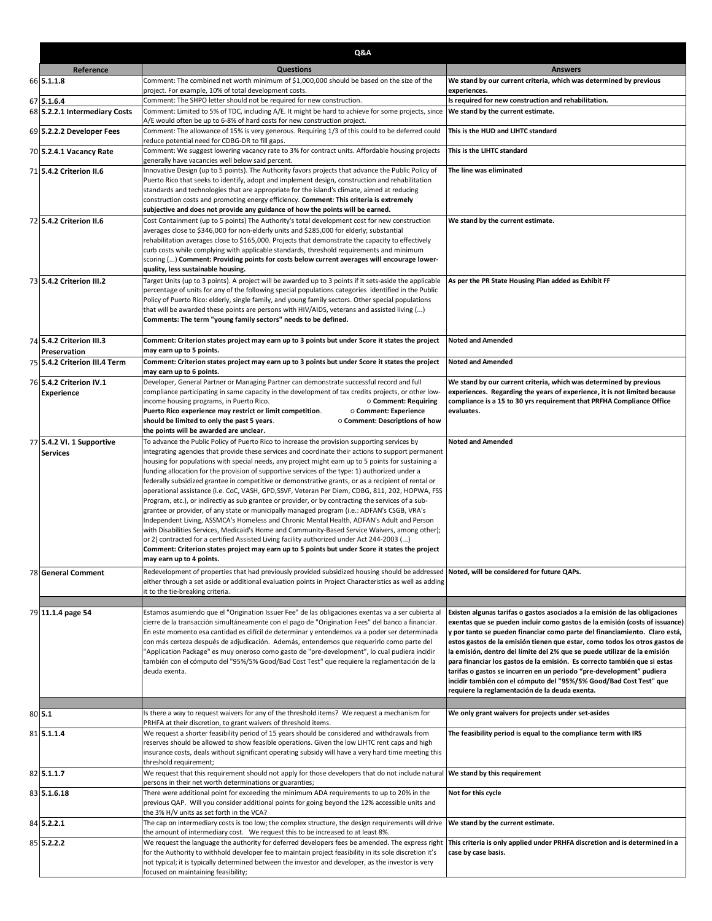| | Reference | Questions | Answers |
|---|---|---|---|
| | | **Q&A** | |
| 66 | **5.1.1.8** | Comment: The combined net worth minimum of $1,000,000 should be based on the size of the project. For example, 10% of total development costs. | **We stand by our current criteria, which was determined by previous experiences.** |
| 67 | **5.1.6.4** | Comment: The SHPO letter should not be required for new construction. | **Is required for new construction and rehabilitation.** |
| 68 | **5.2.2.1 Intermediary Costs** | Comment: Limited to 5% of TDC, including A/E. It might be hard to achieve for some projects, since A/E would often be up to 6-8% of hard costs for new construction project. | **We stand by the current estimate.** |
| 69 | **5.2.2.2 Developer Fees** | Comment: The allowance of 15% is very generous. Requiring 1/3 of this could to be deferred could reduce potential need for CDBG-DR to fill gaps. | **This is the HUD and LIHTC standard** |
| 70 | **5.2.4.1 Vacancy Rate** | Comment: We suggest lowering vacancy rate to 3% for contract units. Affordable housing projects generally have vacancies well below said percent. | **This is the LIHTC standard** |
| 71 | **5.4.2 Criterion II.6** | Innovative Design (up to 5 points). The Authority favors projects that advance the Public Policy of Puerto Rico that seeks to identify, adopt and implement design, construction and rehabilitation standards and technologies that are appropriate for the island's climate, aimed at reducing construction costs and promoting energy efficiency. **Comment**: **This criteria is extremely subjective and does not provide any guidance of how the points will be earned.** | **The line was eliminated** |
| 72 | **5.4.2 Criterion II.6** | Cost Containment (up to 5 points) The Authority's total development cost for new construction averages close to $346,000 for non-elderly units and $285,000 for elderly; substantial rehabilitation averages close to $165,000. Projects that demonstrate the capacity to effectively curb costs while complying with applicable standards, threshold requirements and minimum scoring (...) **Comment: Providing points for costs below current averages will encourage lower-quality, less sustainable housing.** | **We stand by the current estimate.** |
| 73 | **5.4.2 Criterion III.2** | Target Units (up to 3 points). A project will be awarded up to 3 points if it sets-aside the applicable percentage of units for any of the following special populations categories identified in the Public Policy of Puerto Rico: elderly, single family, and young family sectors. Other special populations that will be awarded these points are persons with HIV/AIDS, veterans and assisted living (...) **Comments: The term "young family sectors" needs to be defined.** | **As per the PR State Housing Plan added as Exhibit FF** |
| 74 | **5.4.2 Criterion III.3 Preservation** | **Comment: Criterion states project may earn up to 3 points but under Score it states the project may earn up to 5 points.** | **Noted and Amended** |
| 75 | **5.4.2 Criterion III.4 Term** | **Comment: Criterion states project may earn up to 3 points but under Score it states the project may earn up to 6 points.** | **Noted and Amended** |
| 76 | **5.4.2 Criterion IV.1 Experience** | Developer, General Partner or Managing Partner can demonstrate successful record and full compliance participating in same capacity in the development of tax credits projects, or other low-income housing programs, in Puerto Rico. ○ **Comment: Requiring Puerto Rico experience may restrict or limit competition**. ○ **Comment: Experience should be limited to only the past 5 years**. ○ **Comment: Descriptions of how the points will be awarded are unclear.** | **We stand by our current criteria, which was determined by previous experiences. Regarding the years of experience, it is not limited because compliance is a 15 to 30 yrs requirement that PRFHA Compliance Office evaluates.** |
| 77 | **5.4.2 VI. 1 Supportive Services** | To advance the Public Policy of Puerto Rico to increase the provision supporting services by integrating agencies that provide these services and coordinate their actions to support permanent housing for populations with special needs, any project might earn up to 5 points for sustaining a funding allocation for the provision of supportive services of the type: 1) authorized under a federally subsidized grantee in competitive or demonstrative grants, or as a recipient of rental or operational assistance (i.e. CoC, VASH, GPD,SSVF, Veteran Per Diem, CDBG, 811, 202, HOPWA, FSS Program, etc.), or indirectly as sub grantee or provider, or by contracting the services of a sub-grantee or provider, of any state or municipally managed program (i.e.: ADFAN's CSGB, VRA's Independent Living, ASSMCA's Homeless and Chronic Mental Health, ADFAN's Adult and Person with Disabilities Services, Medicaid's Home and Community-Based Service Waivers, among other); or 2) contracted for a certified Assisted Living facility authorized under Act 244-2003 (...) **Comment: Criterion states project may earn up to 5 points but under Score it states the project may earn up to 4 points.** | **Noted and Amended** |
| 78 | **General Comment** | Redevelopment of properties that had previously provided subsidized housing should be addressed either through a set aside or additional evaluation points in Project Characteristics as well as adding it to the tie-breaking criteria. | **Noted, will be considered for future QAPs.** |
| | | | |
| 79 | **11.1.4 page 54** | Estamos asumiendo que el "Origination Issuer Fee" de las obligaciones exentas va a ser cubierta al cierre de la transacción simultáneamente con el pago de "Origination Fees" del banco a financiar. En este momento esa cantidad es difícil de determinar y entendemos va a poder ser determinada con más certeza después de adjudicación. Además, entendemos que requerirlo como parte del "Application Package" es muy oneroso como gasto de "pre-development", lo cual pudiera incidir también con el cómputo del "95%/5% Good/Bad Cost Test" que requiere la reglamentación de la deuda exenta. | **Existen algunas tarifas o gastos asociados a la emisión de las obligaciones exentas que se pueden incluir como gastos de la emisión (costs of issuance) y por tanto se pueden financiar como parte del financiamiento. Claro está, estos gastos de la emisión tienen que estar, como todos los otros gastos de la emisión, dentro del límite del 2% que se puede utilizar de la emisión para financiar los gastos de la emisión. Es correcto también que si estas tarifas o gastos se incurren en un periodo "pre-development" pudiera incidir también con el cómputo del "95%/5% Good/Bad Cost Test" que requiere la reglamentación de la deuda exenta.** |
| | | | |
| 80 | **5.1** | Is there a way to request waivers for any of the threshold items? We request a mechanism for PRFHA at their discretion, to grant waivers of threshold items. | **We only grant waivers for projects under set-asides** |
| 81 | **5.1.1.4** | We request a shorter feasibility period of 15 years should be considered and withdrawals from reserves should be allowed to show feasible operations. Given the low LIHTC rent caps and high insurance costs, deals without significant operating subsidy will have a very hard time meeting this threshold requirement; | **The feasibility period is equal to the compliance term with IRS** |
| 82 | **5.1.1.7** | We request that this requirement should not apply for those developers that do not include natural persons in their net worth determinations or guaranties; | **We stand by this requirement** |
| 83 | **5.1.6.18** | There were additional point for exceeding the minimum ADA requirements to up to 20% in the previous QAP. Will you consider additional points for going beyond the 12% accessible units and the 3% H/V units as set forth in the VCA? | **Not for this cycle** |
| 84 | **5.2.2.1** | The cap on intermediary costs is too low; the complex structure, the design requirements will drive the amount of intermediary cost. We request this to be increased to at least 8%. | **We stand by the current estimate.** |
| 85 | **5.2.2.2** | We request the language the authority for deferred developers fees be amended. The express right for the Authority to withhold developer fee to maintain project feasibility in its sole discretion it's not typical; it is typically determined between the investor and developer, as the investor is very focused on maintaining feasibility; | **This criteria is only applied under PRFHA discretion and is determined in a case by case basis.** |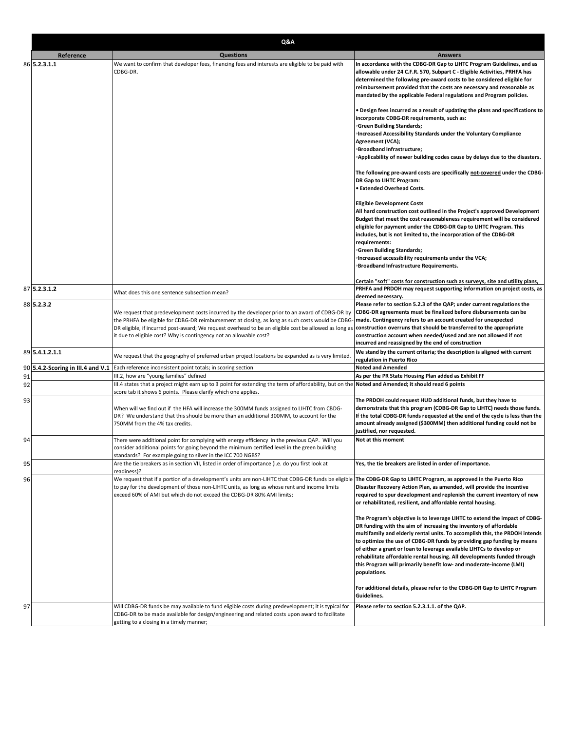| | Q&A | | |
|---|---|---|---|
| | **Reference** | **Questions** | **Answers** |
| 86 | **5.2.3.1.1** | We want to confirm that developer fees, financing fees and interests are eligible to be paid with CDBG-DR. | **In accordance with the CDBG-DR Gap to LIHTC Program Guidelines, and as allowable under 24 C.F.R. 570, Subpart C - Eligible Activities, PRHFA has determined the following pre-award costs to be considered eligible for reimbursement provided that the costs are necessary and reasonable as mandated by the applicable Federal regulations and Program policies.**<br><br>**• Design fees incurred as a result of updating the plans and specifications to incorporate CDBG-DR requirements, such as:**<br>**◦Green Building Standards;**<br>**◦Increased Accessibility Standards under the Voluntary Compliance Agreement (VCA);**<br>**◦Broadband Infrastructure;**<br>**◦Applicability of newer building codes cause by delays due to the disasters.**<br><br>**The following pre-award costs are specifically not-covered under the CDBG-DR Gap to LIHTC Program:**<br>**• Extended Overhead Costs.**<br><br>**Eligible Development Costs**<br>**All hard construction cost outlined in the Project's approved Development Budget that meet the cost reasonableness requirement will be considered eligible for payment under the CDBG-DR Gap to LIHTC Program. This includes, but is not limited to, the incorporation of the CDBG-DR requirements:**<br>**◦Green Building Standards;**<br>**◦Increased accessibility requirements under the VCA;**<br>**◦Broadband Infrastructure Requirements.**<br><br>**Certain "soft" costs for construction such as surveys, site and utility plans,** |
| 87 | **5.2.3.1.2** | What does this one sentence subsection mean? | **PRHFA and PRDOH may request supporting information on project costs, as deemed necessary.** |
| 88 | **5.2.3.2** | We request that predevelopment costs incurred by the developer prior to an award of CDBG-DR by the PRHFA be eligible for CDBG-DR reimbursement at closing, as long as such costs would be CDBG-DR eligible, if incurred post-award; We request overhead to be an eligible cost be allowed as long as it due to eligible cost? Why is contingency not an allowable cost? | **Please refer to section 5.2.3 of the QAP; under current regulations the CDBG-DR agreements must be finalized before disbursements can be made. Contingency refers to an account created for unexpected construction overruns that should be transferred to the appropriate construction account when needed/used and are not allowed if not incurred and reassigned by the end of construction** |
| 89 | **5.4.1.2.1.1** | We request that the geography of preferred urban project locations be expanded as is very limited. | **We stand by the current criteria; the description is aligned with current regulation in Puerto Rico** |
| 90 | **5.4.2-Scoring in III.4 and V.1** | Each reference inconsistent point totals; in scoring section | **Noted and Amended** |
| 91 | | III.2, how are "young families" defined | **As per the PR State Housing Plan added as Exhibit FF** |
| 92 | | III.4 states that a project might earn up to 3 point for extending the term of affordability, but on the score tab it shows 6 points. Please clarify which one applies. | **Noted and Amended; it should read 6 points** |
| 93 | | When will we find out if the HFA will increase the 300MM funds assigned to LIHTC from CDBG-DR? We understand that this should be more than an additional 300MM, to account for the 750MM from the 4% tax credits. | **The PRDOH could request HUD additional funds, but they have to demonstrate that this program (CDBG-DR Gap to LIHTC) needs those funds. If the total CDBG-DR funds requested at the end of the cycle is less than the amount already assigned ($300MM) then additional funding could not be justified, nor requested.** |
| 94 | | There were additional point for complying with energy efficiency in the previous QAP. Will you consider additional points for going beyond the minimum certified level in the green building standards? For example going to silver in the ICC 700 NGBS? | **Not at this moment** |
| 95 | | Are the tie breakers as in section VII, listed in order of importance (i.e. do you first look at readiness)? | **Yes, the tie breakers are listed in order of importance.** |
| 96 | | We request that if a portion of a development's units are non-LIHTC that CDBG-DR funds be eligible to pay for the development of those non-LIHTC units, as long as whose rent and income limits exceed 60% of AMI but which do not exceed the CDBG-DR 80% AMI limits; | **The CDBG-DR Gap to LIHTC Program, as approved in the Puerto Rico Disaster Recovery Action Plan, as amended, will provide the incentive required to spur development and replenish the current inventory of new or rehabilitated, resilient, and affordable rental housing.**<br><br>**The Program's objective is to leverage LIHTC to extend the impact of CDBG-DR funding with the aim of increasing the inventory of affordable multifamily and elderly rental units. To accomplish this, the PRDOH intends to optimize the use of CDBG-DR funds by providing gap funding by means of either a grant or loan to leverage available LIHTCs to develop or rehabilitate affordable rental housing. All developments funded through this Program will primarily benefit low- and moderate-income (LMI) populations.**<br><br>**For additional details, please refer to the CDBG-DR Gap to LIHTC Program Guidelines.** |
| 97 | | Will CDBG-DR funds be may available to fund eligible costs during predevelopment; it is typical for CDBG-DR to be made available for design/engineering and related costs upon award to facilitate getting to a closing in a timely manner; | **Please refer to section 5.2.3.1.1. of the QAP.** |